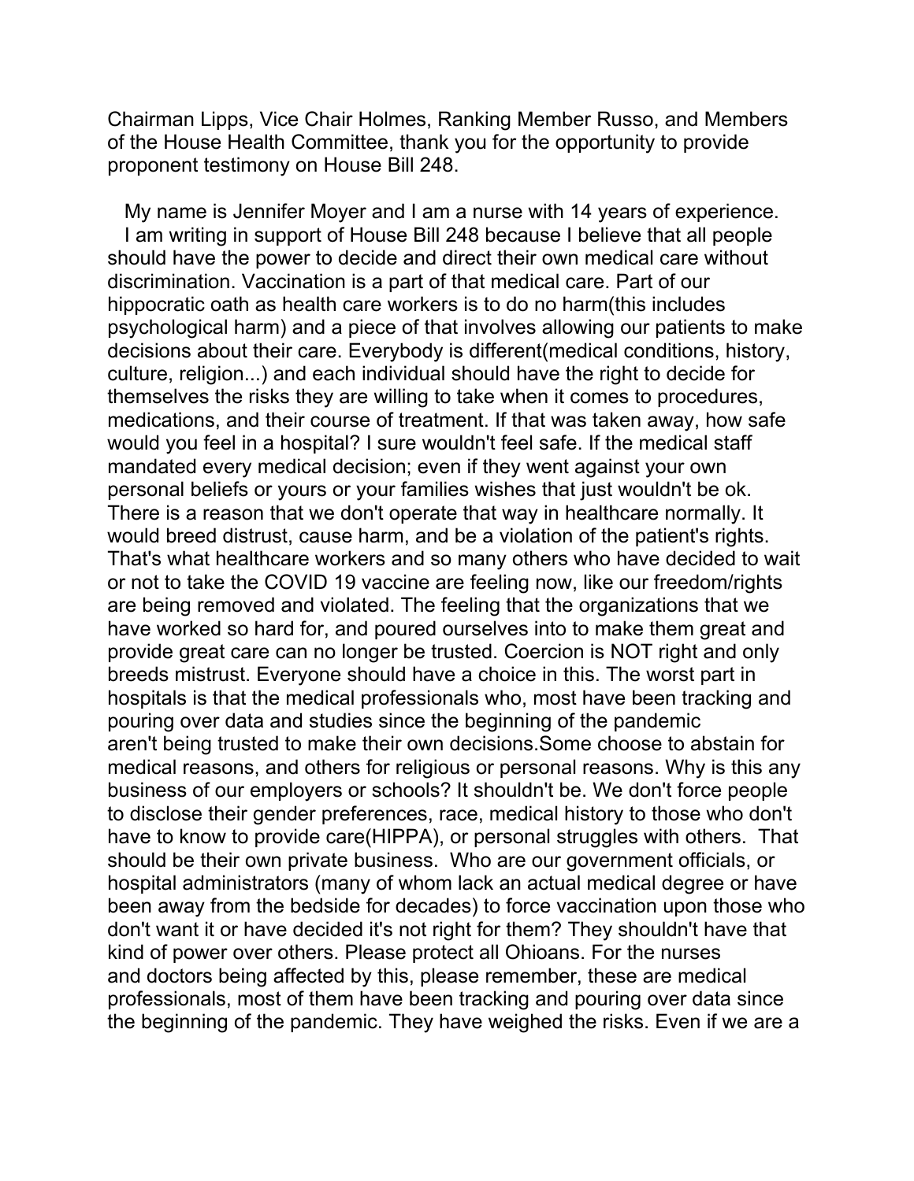Chairman Lipps, Vice Chair Holmes, Ranking Member Russo, and Members of the House Health Committee, thank you for the opportunity to provide proponent testimony on House Bill 248.

My name is Jennifer Moyer and I am a nurse with 14 years of experience.

I am writing in support of House Bill 248 because I believe that all people should have the power to decide and direct their own medical care without discrimination. Vaccination is a part of that medical care. Part of our hippocratic oath as health care workers is to do no harm(this includes psychological harm) and a piece of that involves allowing our patients to make decisions about their care. Everybody is different(medical conditions, history, culture, religion...) and each individual should have the right to decide for themselves the risks they are willing to take when it comes to procedures, medications, and their course of treatment. If that was taken away, how safe would you feel in a hospital? I sure wouldn't feel safe. If the medical staff mandated every medical decision; even if they went against your own personal beliefs or yours or your families wishes that just wouldn't be ok. There is a reason that we don't operate that way in healthcare normally. It would breed distrust, cause harm, and be a violation of the patient's rights. That's what healthcare workers and so many others who have decided to wait or not to take the COVID 19 vaccine are feeling now, like our freedom/rights are being removed and violated. The feeling that the organizations that we have worked so hard for, and poured ourselves into to make them great and provide great care can no longer be trusted. Coercion is NOT right and only breeds mistrust. Everyone should have a choice in this. The worst part in hospitals is that the medical professionals who, most have been tracking and pouring over data and studies since the beginning of the pandemic aren't being trusted to make their own decisions.Some choose to abstain for medical reasons, and others for religious or personal reasons. Why is this any business of our employers or schools? It shouldn't be. We don't force people to disclose their gender preferences, race, medical history to those who don't have to know to provide care(HIPPA), or personal struggles with others. That should be their own private business. Who are our government officials, or hospital administrators (many of whom lack an actual medical degree or have been away from the bedside for decades) to force vaccination upon those who don't want it or have decided it's not right for them? They shouldn't have that kind of power over others. Please protect all Ohioans. For the nurses and doctors being affected by this, please remember, these are medical professionals, most of them have been tracking and pouring over data since the beginning of the pandemic. They have weighed the risks. Even if we are a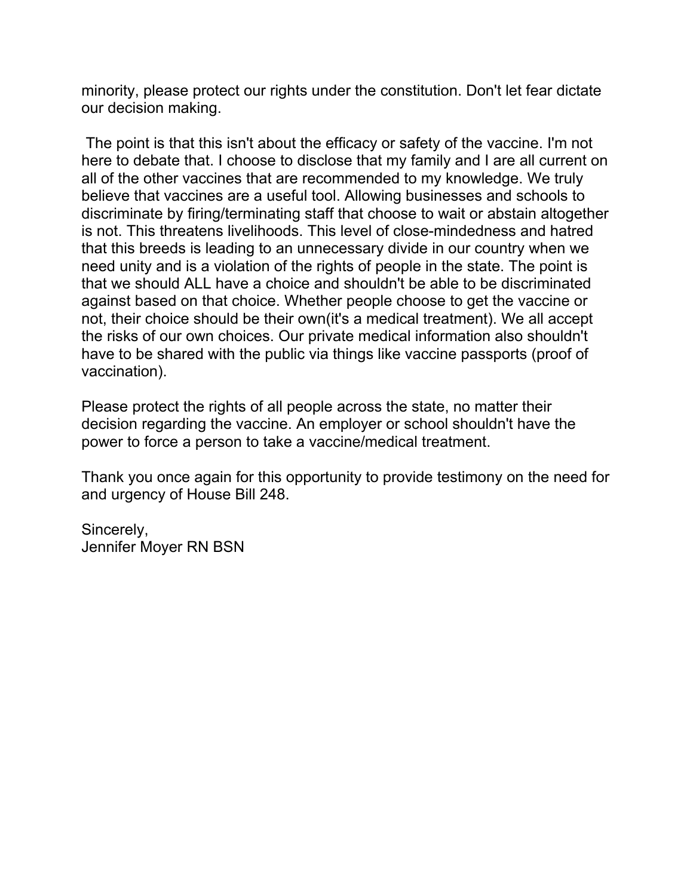minority, please protect our rights under the constitution. Don't let fear dictate our decision making.

The point is that this isn't about the efficacy or safety of the vaccine. I'm not here to debate that. I choose to disclose that my family and I are all current on all of the other vaccines that are recommended to my knowledge. We truly believe that vaccines are a useful tool. Allowing businesses and schools to discriminate by firing/terminating staff that choose to wait or abstain altogether is not. This threatens livelihoods. This level of close-mindedness and hatred that this breeds is leading to an unnecessary divide in our country when we need unity and is a violation of the rights of people in the state. The point is that we should ALL have a choice and shouldn't be able to be discriminated against based on that choice. Whether people choose to get the vaccine or not, their choice should be their own(it's a medical treatment). We all accept the risks of our own choices. Our private medical information also shouldn't have to be shared with the public via things like vaccine passports (proof of vaccination).

Please protect the rights of all people across the state, no matter their decision regarding the vaccine. An employer or school shouldn't have the power to force a person to take a vaccine/medical treatment.

Thank you once again for this opportunity to provide testimony on the need for and urgency of House Bill 248.

Sincerely,
Jennifer Moyer RN BSN